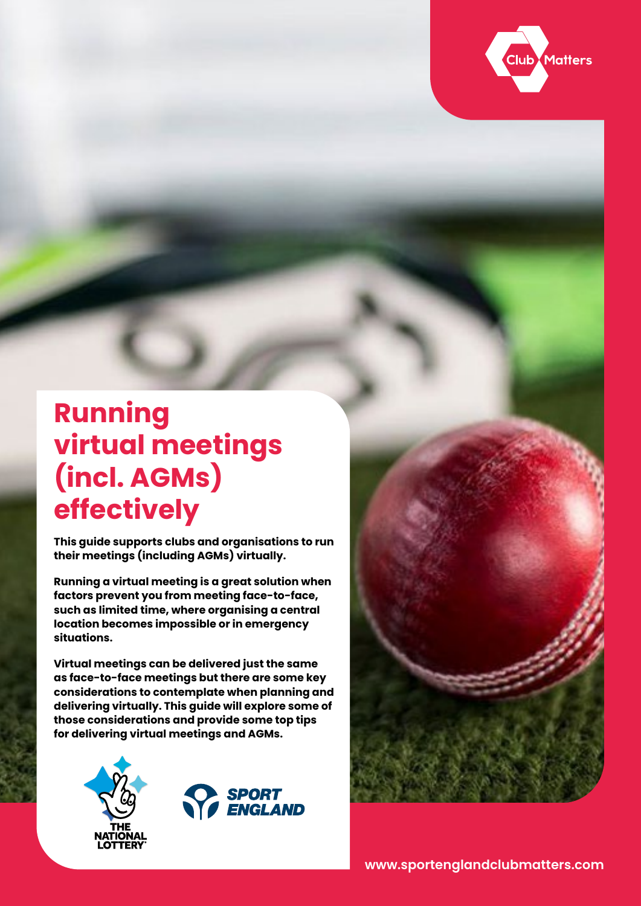Club Matters

# Running virtual meetings (incl. AGMs) effectively

**This guide supports clubs and organisations to run their meetings (including AGMs) virtually.**

**Running a virtual meeting is a great solution when factors prevent you from meeting face-to-face, such as limited time, where organising a central location becomes impossible or in emergency situations.**

**Virtual meetings can be delivered just the same as face-to-face meetings but there are some key considerations to contemplate when planning and delivering virtually. This guide will explore some of those considerations and provide some top tips for delivering virtual meetings and AGMs.**

THE NATIONAL LOTTERY

SPORT ENGLAND

www.sportenglandclubmatters.com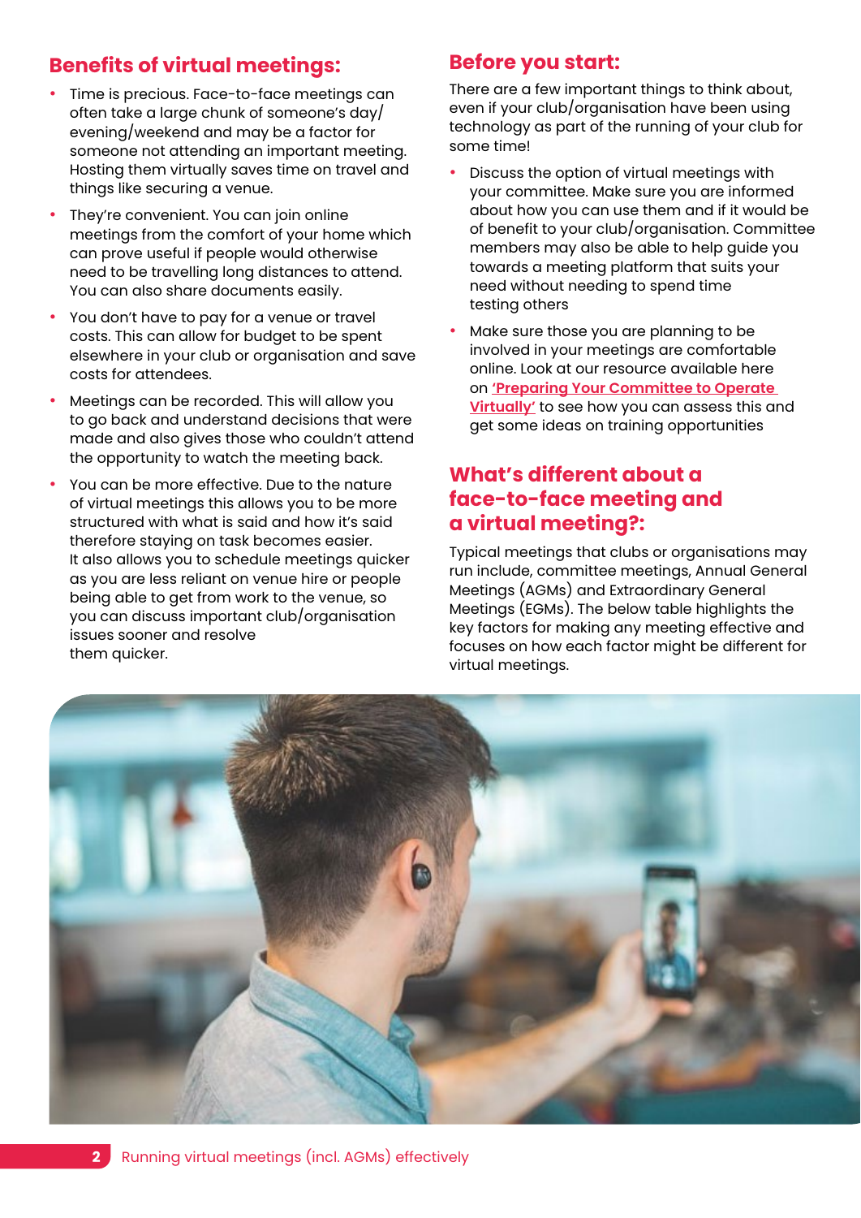## Benefits of virtual meetings:

- Time is precious. Face-to-face meetings can often take a large chunk of someone's day/evening/weekend and may be a factor for someone not attending an important meeting. Hosting them virtually saves time on travel and things like securing a venue.
- They're convenient. You can join online meetings from the comfort of your home which can prove useful if people would otherwise need to be travelling long distances to attend. You can also share documents easily.
- You don't have to pay for a venue or travel costs. This can allow for budget to be spent elsewhere in your club or organisation and save costs for attendees.
- Meetings can be recorded. This will allow you to go back and understand decisions that were made and also gives those who couldn't attend the opportunity to watch the meeting back.
- You can be more effective. Due to the nature of virtual meetings this allows you to be more structured with what is said and how it's said therefore staying on task becomes easier. It also allows you to schedule meetings quicker as you are less reliant on venue hire or people being able to get from work to the venue, so you can discuss important club/organisation issues sooner and resolve them quicker.

## Before you start:

There are a few important things to think about, even if your club/organisation have been using technology as part of the running of your club for some time!

- Discuss the option of virtual meetings with your committee. Make sure you are informed about how you can use them and if it would be of benefit to your club/organisation. Committee members may also be able to help guide you towards a meeting platform that suits your need without needing to spend time testing others
- Make sure those you are planning to be involved in your meetings are comfortable online. Look at our resource available here on **'Preparing Your Committee to Operate Virtually'** to see how you can assess this and get some ideas on training opportunities

## What's different about a face-to-face meeting and a virtual meeting?:

Typical meetings that clubs or organisations may run include, committee meetings, Annual General Meetings (AGMs) and Extraordinary General Meetings (EGMs). The below table highlights the key factors for making any meeting effective and focuses on how each factor might be different for virtual meetings.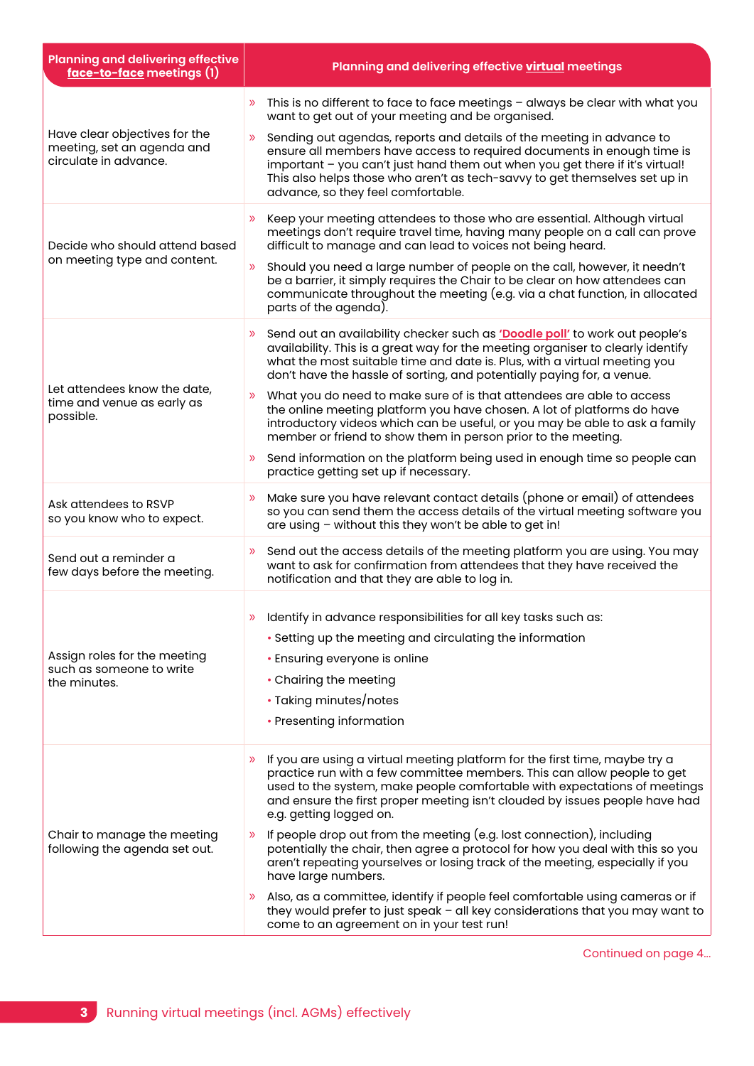| Planning and delivering effective **face-to-face** meetings (1) | Planning and delivering effective **virtual** meetings |
|---|---|
| Have clear objectives for the meeting, set an agenda and circulate in advance. | » This is no different to face to face meetings – always be clear with what you want to get out of your meeting and be organised.<br>» Sending out agendas, reports and details of the meeting in advance to ensure all members have access to required documents in enough time is important – you can't just hand them out when you get there if it's virtual! This also helps those who aren't as tech-savvy to get themselves set up in advance, so they feel comfortable. |
| Decide who should attend based on meeting type and content. | » Keep your meeting attendees to those who are essential. Although virtual meetings don't require travel time, having many people on a call can prove difficult to manage and can lead to voices not being heard.<br>» Should you need a large number of people on the call, however, it needn't be a barrier, it simply requires the Chair to be clear on how attendees can communicate throughout the meeting (e.g. via a chat function, in allocated parts of the agenda). |
| Let attendees know the date, time and venue as early as possible. | » Send out an availability checker such as **'Doodle poll'** to work out people's availability. This is a great way for the meeting organiser to clearly identify what the most suitable time and date is. Plus, with a virtual meeting you don't have the hassle of sorting, and potentially paying for, a venue.<br>» What you do need to make sure of is that attendees are able to access the online meeting platform you have chosen. A lot of platforms do have introductory videos which can be useful, or you may be able to ask a family member or friend to show them in person prior to the meeting.<br>» Send information on the platform being used in enough time so people can practice getting set up if necessary. |
| Ask attendees to RSVP so you know who to expect. | » Make sure you have relevant contact details (phone or email) of attendees so you can send them the access details of the virtual meeting software you are using – without this they won't be able to get in! |
| Send out a reminder a few days before the meeting. | » Send out the access details of the meeting platform you are using. You may want to ask for confirmation from attendees that they have received the notification and that they are able to log in. |
| Assign roles for the meeting such as someone to write the minutes. | » Identify in advance responsibilities for all key tasks such as:<br>• Setting up the meeting and circulating the information<br>• Ensuring everyone is online<br>• Chairing the meeting<br>• Taking minutes/notes<br>• Presenting information |
| Chair to manage the meeting following the agenda set out. | » If you are using a virtual meeting platform for the first time, maybe try a practice run with a few committee members. This can allow people to get used to the system, make people comfortable with expectations of meetings and ensure the first proper meeting isn't clouded by issues people have had e.g. getting logged on.<br>» If people drop out from the meeting (e.g. lost connection), including potentially the chair, then agree a protocol for how you deal with this so you aren't repeating yourselves or losing track of the meeting, especially if you have large numbers.<br>» Also, as a committee, identify if people feel comfortable using cameras or if they would prefer to just speak – all key considerations that you may want to come to an agreement on in your test run! |

Continued on page 4...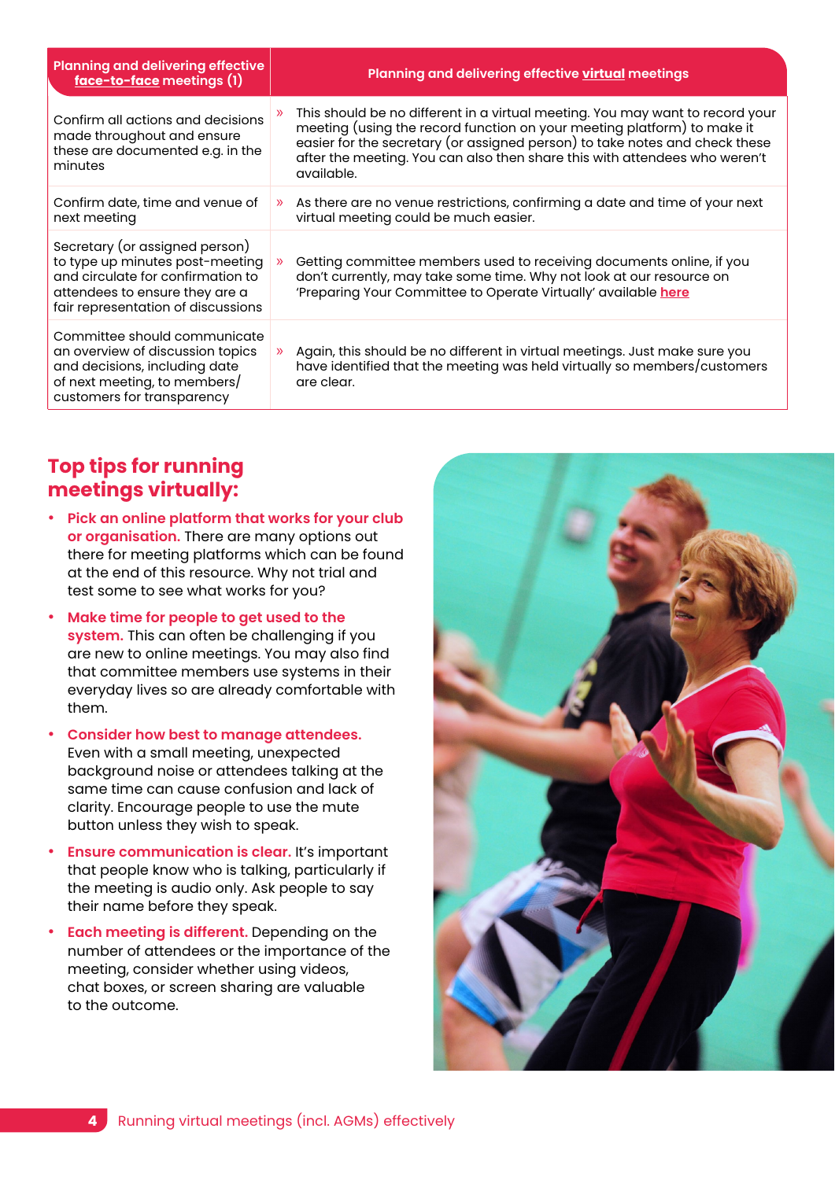| Planning and delivering effective face-to-face meetings (1) | Planning and delivering effective virtual meetings |
|---|---|
| Confirm all actions and decisions made throughout and ensure these are documented e.g. in the minutes | » This should be no different in a virtual meeting. You may want to record your meeting (using the record function on your meeting platform) to make it easier for the secretary (or assigned person) to take notes and check these after the meeting. You can also then share this with attendees who weren't available. |
| Confirm date, time and venue of next meeting | » As there are no venue restrictions, confirming a date and time of your next virtual meeting could be much easier. |
| Secretary (or assigned person) to type up minutes post-meeting and circulate for confirmation to attendees to ensure they are a fair representation of discussions | » Getting committee members used to receiving documents online, if you don't currently, may take some time. Why not look at our resource on 'Preparing Your Committee to Operate Virtually' available here |
| Committee should communicate an overview of discussion topics and decisions, including date of next meeting, to members/customers for transparency | » Again, this should be no different in virtual meetings. Just make sure you have identified that the meeting was held virtually so members/customers are clear. |

## Top tips for running meetings virtually:

- **Pick an online platform that works for your club or organisation.** There are many options out there for meeting platforms which can be found at the end of this resource. Why not trial and test some to see what works for you?
- **Make time for people to get used to the system.** This can often be challenging if you are new to online meetings. You may also find that committee members use systems in their everyday lives so are already comfortable with them.
- **Consider how best to manage attendees.** Even with a small meeting, unexpected background noise or attendees talking at the same time can cause confusion and lack of clarity. Encourage people to use the mute button unless they wish to speak.
- **Ensure communication is clear.** It's important that people know who is talking, particularly if the meeting is audio only. Ask people to say their name before they speak.
- **Each meeting is different.** Depending on the number of attendees or the importance of the meeting, consider whether using videos, chat boxes, or screen sharing are valuable to the outcome.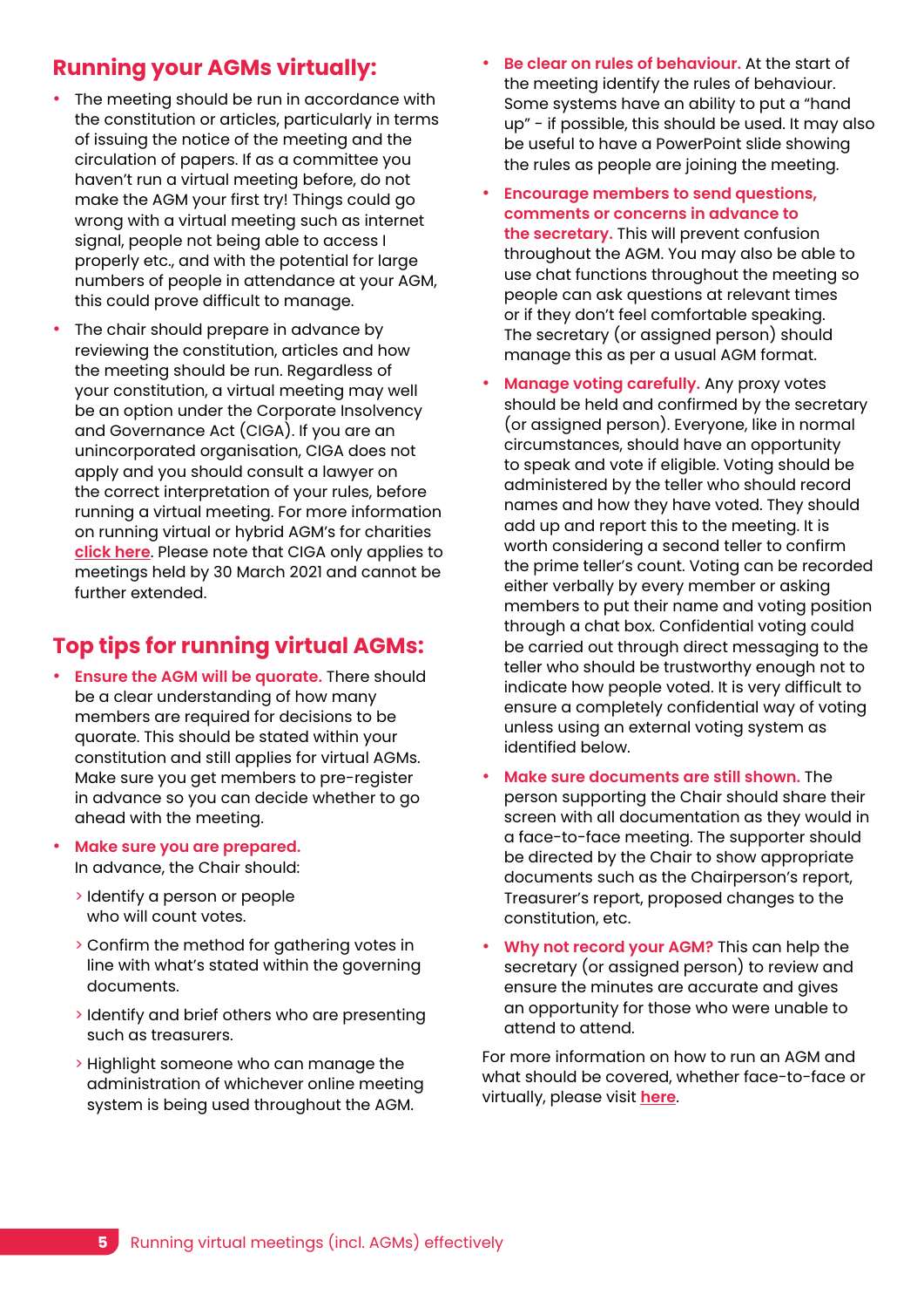## Running your AGMs virtually:

- The meeting should be run in accordance with the constitution or articles, particularly in terms of issuing the notice of the meeting and the circulation of papers. If as a committee you haven't run a virtual meeting before, do not make the AGM your first try! Things could go wrong with a virtual meeting such as internet signal, people not being able to access I properly etc., and with the potential for large numbers of people in attendance at your AGM, this could prove difficult to manage.
- The chair should prepare in advance by reviewing the constitution, articles and how the meeting should be run. Regardless of your constitution, a virtual meeting may well be an option under the Corporate Insolvency and Governance Act (CIGA). If you are an unincorporated organisation, CIGA does not apply and you should consult a lawyer on the correct interpretation of your rules, before running a virtual meeting. For more information on running virtual or hybrid AGM's for charities click here. Please note that CIGA only applies to meetings held by 30 March 2021 and cannot be further extended.

## Top tips for running virtual AGMs:

- **Ensure the AGM will be quorate.** There should be a clear understanding of how many members are required for decisions to be quorate. This should be stated within your constitution and still applies for virtual AGMs. Make sure you get members to pre-register in advance so you can decide whether to go ahead with the meeting.
- **Make sure you are prepared.** In advance, the Chair should:
  - Identify a person or people who will count votes.
  - Confirm the method for gathering votes in line with what's stated within the governing documents.
  - Identify and brief others who are presenting such as treasurers.
  - Highlight someone who can manage the administration of whichever online meeting system is being used throughout the AGM.
- **Be clear on rules of behaviour.** At the start of the meeting identify the rules of behaviour. Some systems have an ability to put a "hand up" - if possible, this should be used. It may also be useful to have a PowerPoint slide showing the rules as people are joining the meeting.
- **Encourage members to send questions, comments or concerns in advance to the secretary.** This will prevent confusion throughout the AGM. You may also be able to use chat functions throughout the meeting so people can ask questions at relevant times or if they don't feel comfortable speaking. The secretary (or assigned person) should manage this as per a usual AGM format.
- **Manage voting carefully.** Any proxy votes should be held and confirmed by the secretary (or assigned person). Everyone, like in normal circumstances, should have an opportunity to speak and vote if eligible. Voting should be administered by the teller who should record names and how they have voted. They should add up and report this to the meeting. It is worth considering a second teller to confirm the prime teller's count. Voting can be recorded either verbally by every member or asking members to put their name and voting position through a chat box. Confidential voting could be carried out through direct messaging to the teller who should be trustworthy enough not to indicate how people voted. It is very difficult to ensure a completely confidential way of voting unless using an external voting system as identified below.
- **Make sure documents are still shown.** The person supporting the Chair should share their screen with all documentation as they would in a face-to-face meeting. The supporter should be directed by the Chair to show appropriate documents such as the Chairperson's report, Treasurer's report, proposed changes to the constitution, etc.
- **Why not record your AGM?** This can help the secretary (or assigned person) to review and ensure the minutes are accurate and gives an opportunity for those who were unable to attend to attend.

For more information on how to run an AGM and what should be covered, whether face-to-face or virtually, please visit here.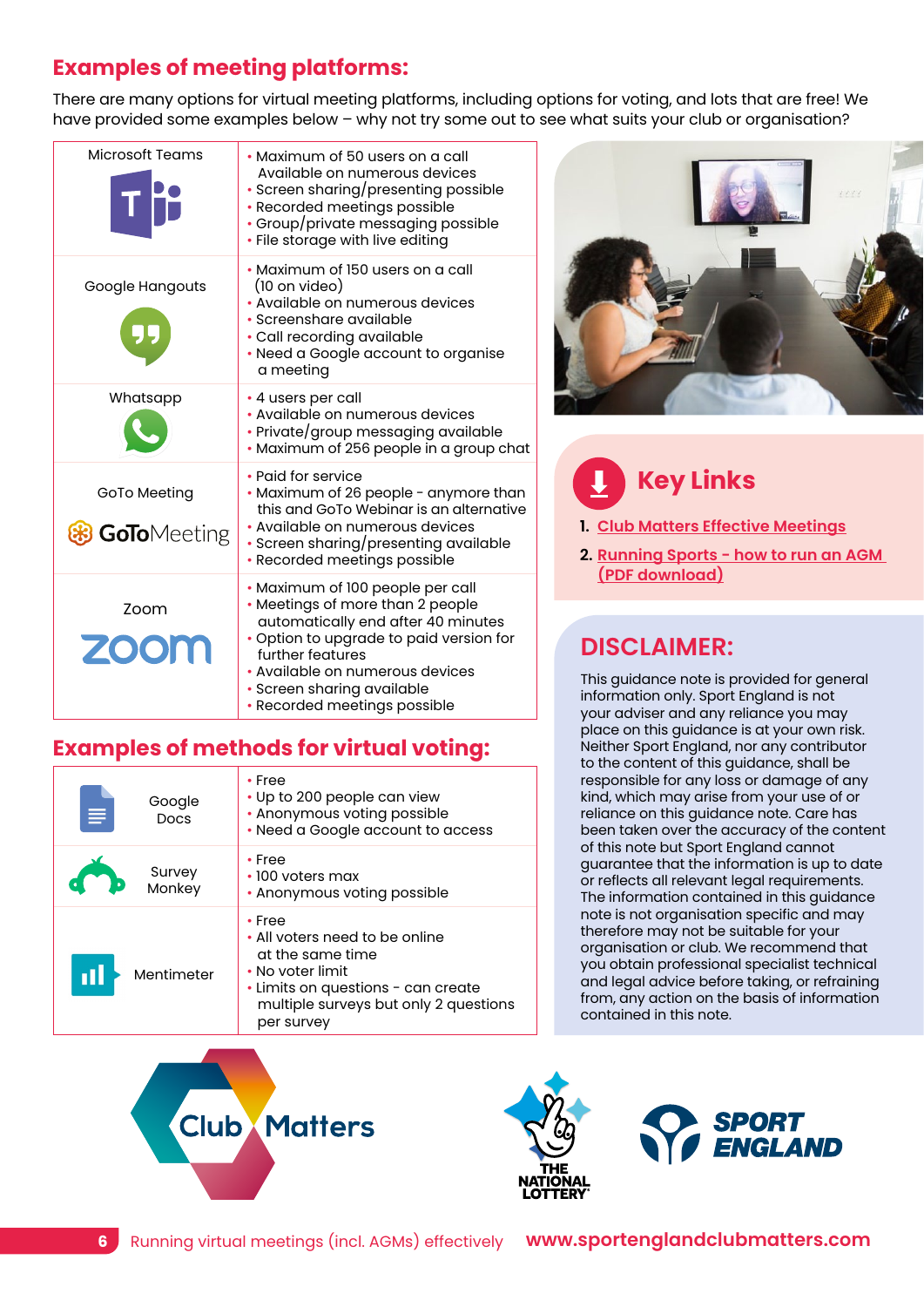## Examples of meeting platforms:

There are many options for virtual meeting platforms, including options for voting, and lots that are free! We have provided some examples below – why not try some out to see what suits your club or organisation?

| | |
|---|---|
| Microsoft Teams | • Maximum of 50 users on a call<br>Available on numerous devices<br>• Screen sharing/presenting possible<br>• Recorded meetings possible<br>• Group/private messaging possible<br>• File storage with live editing |
| Google Hangouts | • Maximum of 150 users on a call (10 on video)<br>• Available on numerous devices<br>• Screenshare available<br>• Call recording available<br>• Need a Google account to organise a meeting |
| Whatsapp | • 4 users per call<br>• Available on numerous devices<br>• Private/group messaging available<br>• Maximum of 256 people in a group chat |
| GoTo Meeting | • Paid for service<br>• Maximum of 26 people - anymore than this and GoTo Webinar is an alternative<br>• Available on numerous devices<br>• Screen sharing/presenting available<br>• Recorded meetings possible |
| Zoom | • Maximum of 100 people per call<br>• Meetings of more than 2 people automatically end after 40 minutes<br>• Option to upgrade to paid version for further features<br>• Available on numerous devices<br>• Screen sharing available<br>• Recorded meetings possible |

## Examples of methods for virtual voting:

| | |
|---|---|
| Google Docs | • Free<br>• Up to 200 people can view<br>• Anonymous voting possible<br>• Need a Google account to access |
| Survey Monkey | • Free<br>• 100 voters max<br>• Anonymous voting possible |
| Mentimeter | • Free<br>• All voters need to be online at the same time<br>• No voter limit<br>• Limits on questions - can create multiple surveys but only 2 questions per survey |

## Key Links

1. Club Matters Effective Meetings
2. Running Sports - how to run an AGM (PDF download)

## DISCLAIMER:

This guidance note is provided for general information only. Sport England is not your adviser and any reliance you may place on this guidance is at your own risk. Neither Sport England, nor any contributor to the content of this guidance, shall be responsible for any loss or damage of any kind, which may arise from your use of or reliance on this guidance note. Care has been taken over the accuracy of the content of this note but Sport England cannot guarantee that the information is up to date or reflects all relevant legal requirements. The information contained in this guidance note is not organisation specific and may therefore may not be suitable for your organisation or club. We recommend that you obtain professional specialist technical and legal advice before taking, or refraining from, any action on the basis of information contained in this note.

Club Matters

THE NATIONAL LOTTERY

SPORT ENGLAND

Running virtual meetings (incl. AGMs) effectively www.sportenglandclubmatters.com